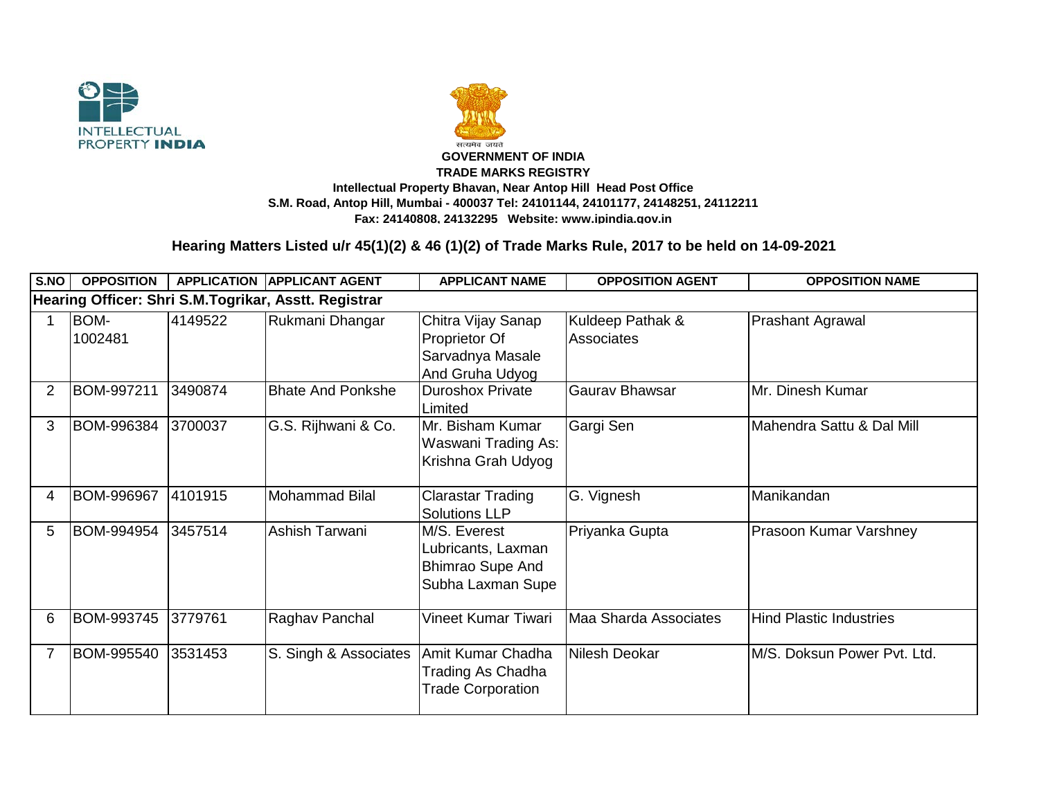**GOVERNMENT OF INDIA**
**TRADE MARKS REGISTRY**
**Intellectual Property Bhavan, Near Antop Hill Head Post Office**
**S.M. Road, Antop Hill, Mumbai - 400037 Tel: 24101144, 24101177, 24148251, 24112211**
**Fax: 24140808, 24132295 Website: www.ipindia.gov.in**

## Hearing Matters Listed u/r 45(1)(2) & 46 (1)(2) of Trade Marks Rule, 2017 to be held on 14-09-2021

| S.NO | OPPOSITION | APPLICATION | APPLICANT AGENT | APPLICANT NAME | OPPOSITION AGENT | OPPOSITION NAME |
|---|---|---|---|---|---|---|
| **Hearing Officer: Shri S.M.Togrikar, Asstt. Registrar** | | | | | | |
| 1 | BOM-1002481 | 4149522 | Rukmani Dhangar | Chitra Vijay Sanap Proprietor Of Sarvadnya Masale And Gruha Udyog | Kuldeep Pathak & Associates | Prashant Agrawal |
| 2 | BOM-997211 | 3490874 | Bhate And Ponkshe | Duroshox Private Limited | Gaurav Bhawsar | Mr. Dinesh Kumar |
| 3 | BOM-996384 | 3700037 | G.S. Rijhwani & Co. | Mr. Bisham Kumar Waswani Trading As: Krishna Grah Udyog | Gargi Sen | Mahendra Sattu & Dal Mill |
| 4 | BOM-996967 | 4101915 | Mohammad Bilal | Clarastar Trading Solutions LLP | G. Vignesh | Manikandan |
| 5 | BOM-994954 | 3457514 | Ashish Tarwani | M/S. Everest Lubricants, Laxman Bhimrao Supe And Subha Laxman Supe | Priyanka Gupta | Prasoon Kumar Varshney |
| 6 | BOM-993745 | 3779761 | Raghav Panchal | Vineet Kumar Tiwari | Maa Sharda Associates | Hind Plastic Industries |
| 7 | BOM-995540 | 3531453 | S. Singh & Associates | Amit Kumar Chadha Trading As Chadha Trade Corporation | Nilesh Deokar | M/S. Doksun Power Pvt. Ltd. |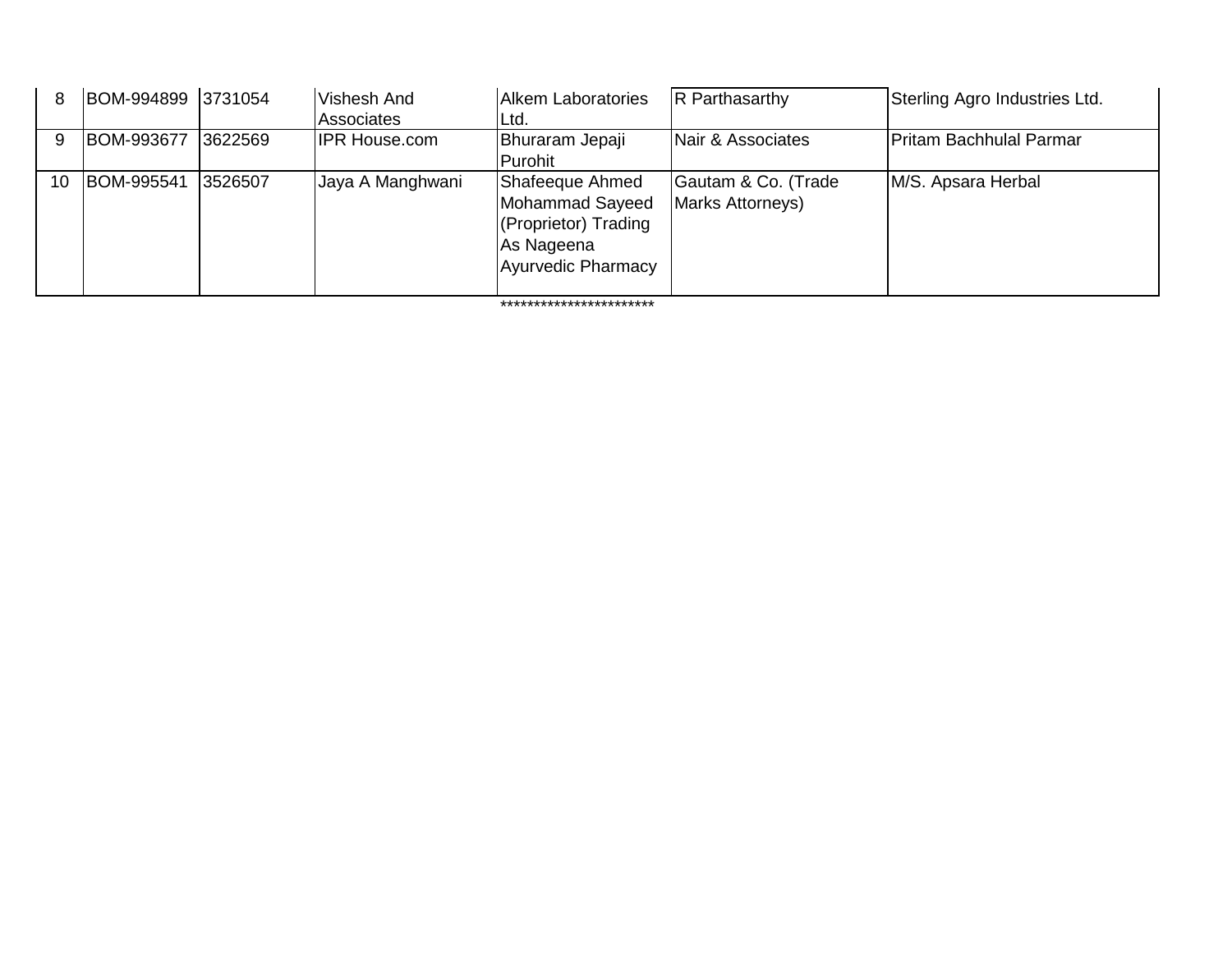| | | | | | | |
|---|---|---|---|---|---|---|
| 8 | BOM-994899 | 3731054 | Vishesh And Associates | Alkem Laboratories Ltd. | R Parthasarthy | Sterling Agro Industries Ltd. |
| 9 | BOM-993677 | 3622569 | IPR House.com | Bhuraram Jepaji Purohit | Nair & Associates | Pritam Bachhulal Parmar |
| 10 | BOM-995541 | 3526507 | Jaya A Manghwani | Shafeeque Ahmed Mohammad Sayeed (Proprietor) Trading As Nageena Ayurvedic Pharmacy | Gautam & Co. (Trade Marks Attorneys) | M/S. Apsara Herbal |

***********************